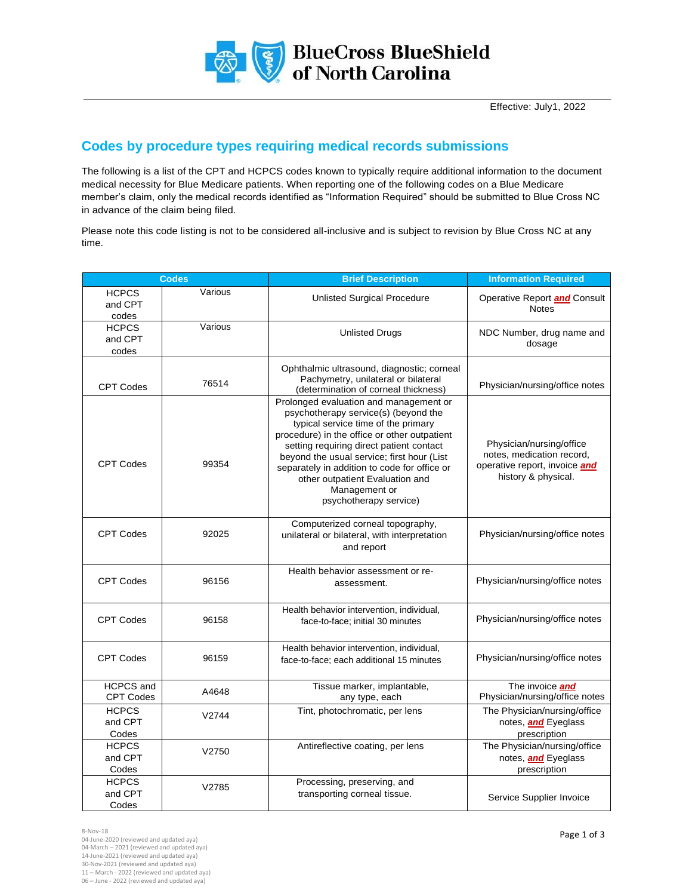BlueCross BlueShield of North Carolina

Effective: July1, 2022

## Codes by procedure types requiring medical records submissions

The following is a list of the CPT and HCPCS codes known to typically require additional information to the document medical necessity for Blue Medicare patients. When reporting one of the following codes on a Blue Medicare member's claim, only the medical records identified as "Information Required" should be submitted to Blue Cross NC in advance of the claim being filed.

Please note this code listing is not to be considered all-inclusive and is subject to revision by Blue Cross NC at any time.

| Codes | | Brief Description | Information Required |
|---|---|---|---|
| HCPCS and CPT codes | Various | Unlisted Surgical Procedure | Operative Report ***and*** Consult Notes |
| HCPCS and CPT codes | Various | Unlisted Drugs | NDC Number, drug name and dosage |
| CPT Codes | 76514 | Ophthalmic ultrasound, diagnostic; corneal Pachymetry, unilateral or bilateral (determination of corneal thickness) | Physician/nursing/office notes |
| CPT Codes | 99354 | Prolonged evaluation and management or psychotherapy service(s) (beyond the typical service time of the primary procedure) in the office or other outpatient setting requiring direct patient contact beyond the usual service; first hour (List separately in addition to code for office or other outpatient Evaluation and Management or psychotherapy service) | Physician/nursing/office notes, medication record, operative report, invoice ***and*** history & physical. |
| CPT Codes | 92025 | Computerized corneal topography, unilateral or bilateral, with interpretation and report | Physician/nursing/office notes |
| CPT Codes | 96156 | Health behavior assessment or re-assessment. | Physician/nursing/office notes |
| CPT Codes | 96158 | Health behavior intervention, individual, face-to-face; initial 30 minutes | Physician/nursing/office notes |
| CPT Codes | 96159 | Health behavior intervention, individual, face-to-face; each additional 15 minutes | Physician/nursing/office notes |
| HCPCS and CPT Codes | A4648 | Tissue marker, implantable, any type, each | The invoice ***and*** Physician/nursing/office notes |
| HCPCS and CPT Codes | V2744 | Tint, photochromatic, per lens | The Physician/nursing/office notes, ***and*** Eyeglass prescription |
| HCPCS and CPT Codes | V2750 | Antireflective coating, per lens | The Physician/nursing/office notes, ***and*** Eyeglass prescription |
| HCPCS and CPT Codes | V2785 | Processing, preserving, and transporting corneal tissue. | Service Supplier Invoice |

8-Nov-18
04-June-2020 (reviewed and updated aya)
04-March – 2021 (reviewed and updated aya)
14-June-2021 (reviewed and updated aya)
30-Nov-2021 (reviewed and updated aya)
11 – March - 2022 (reviewed and updated aya)
06 – June - 2022 (reviewed and updated aya)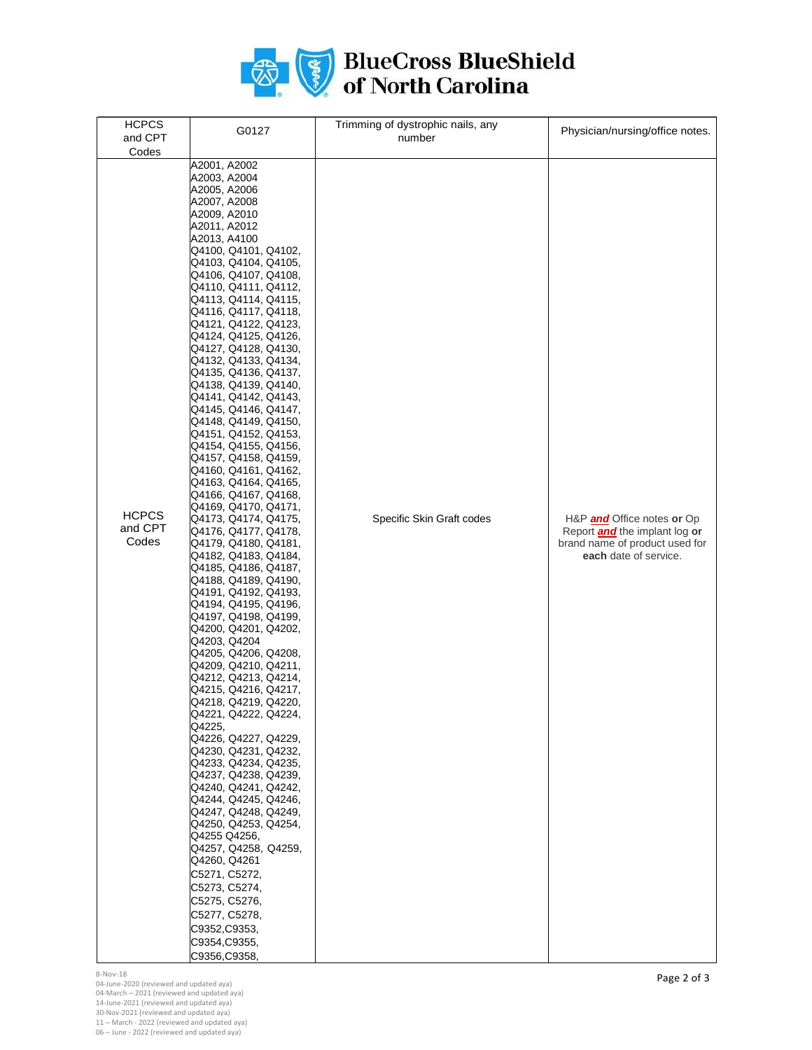| HCPCS and CPT Codes | G0127 | Trimming of dystrophic nails, any number | Physician/nursing/office notes. |
|---|---|---|---|
| HCPCS and CPT Codes | A2001, A2002<br>A2003, A2004<br>A2005, A2006<br>A2007, A2008<br>A2009, A2010<br>A2011, A2012<br>A2013, A4100<br>Q4100, Q4101, Q4102,<br>Q4103, Q4104, Q4105,<br>Q4106, Q4107, Q4108,<br>Q4110, Q4111, Q4112,<br>Q4113, Q4114, Q4115,<br>Q4116, Q4117, Q4118,<br>Q4121, Q4122, Q4123,<br>Q4124, Q4125, Q4126,<br>Q4127, Q4128, Q4130,<br>Q4132, Q4133, Q4134,<br>Q4135, Q4136, Q4137,<br>Q4138, Q4139, Q4140,<br>Q4141, Q4142, Q4143,<br>Q4145, Q4146, Q4147,<br>Q4148, Q4149, Q4150,<br>Q4151, Q4152, Q4153,<br>Q4154, Q4155, Q4156,<br>Q4157, Q4158, Q4159,<br>Q4160, Q4161, Q4162,<br>Q4163, Q4164, Q4165,<br>Q4166, Q4167, Q4168,<br>Q4169, Q4170, Q4171,<br>Q4173, Q4174, Q4175,<br>Q4176, Q4177, Q4178,<br>Q4179, Q4180, Q4181,<br>Q4182, Q4183, Q4184,<br>Q4185, Q4186, Q4187,<br>Q4188, Q4189, Q4190,<br>Q4191, Q4192, Q4193,<br>Q4194, Q4195, Q4196,<br>Q4197, Q4198, Q4199,<br>Q4200, Q4201, Q4202,<br>Q4203, Q4204<br>Q4205, Q4206, Q4208,<br>Q4209, Q4210, Q4211,<br>Q4212, Q4213, Q4214,<br>Q4215, Q4216, Q4217,<br>Q4218, Q4219, Q4220,<br>Q4221, Q4222, Q4224,<br>Q4225,<br>Q4226, Q4227, Q4229,<br>Q4230, Q4231, Q4232,<br>Q4233, Q4234, Q4235,<br>Q4237, Q4238, Q4239,<br>Q4240, Q4241, Q4242,<br>Q4244, Q4245, Q4246,<br>Q4247, Q4248, Q4249,<br>Q4250, Q4253, Q4254,<br>Q4255 Q4256,<br>Q4257, Q4258, Q4259,<br>Q4260, Q4261<br>C5271, C5272,<br>C5273, C5274,<br>C5275, C5276,<br>C5277, C5278,<br>C9352,C9353,<br>C9354,C9355,<br>C9356,C9358, | Specific Skin Graft codes | H&P ***and*** Office notes **or** Op Report ***and*** the implant log **or** brand name of product used for **each** date of service. |

8-Nov-18
04-June-2020 (reviewed and updated aya)
04-March – 2021 (reviewed and updated aya)
14-June-2021 (reviewed and updated aya)
30-Nov-2021 (reviewed and updated aya)
11 – March - 2022 (reviewed and updated aya)
06 – June - 2022 (reviewed and updated aya)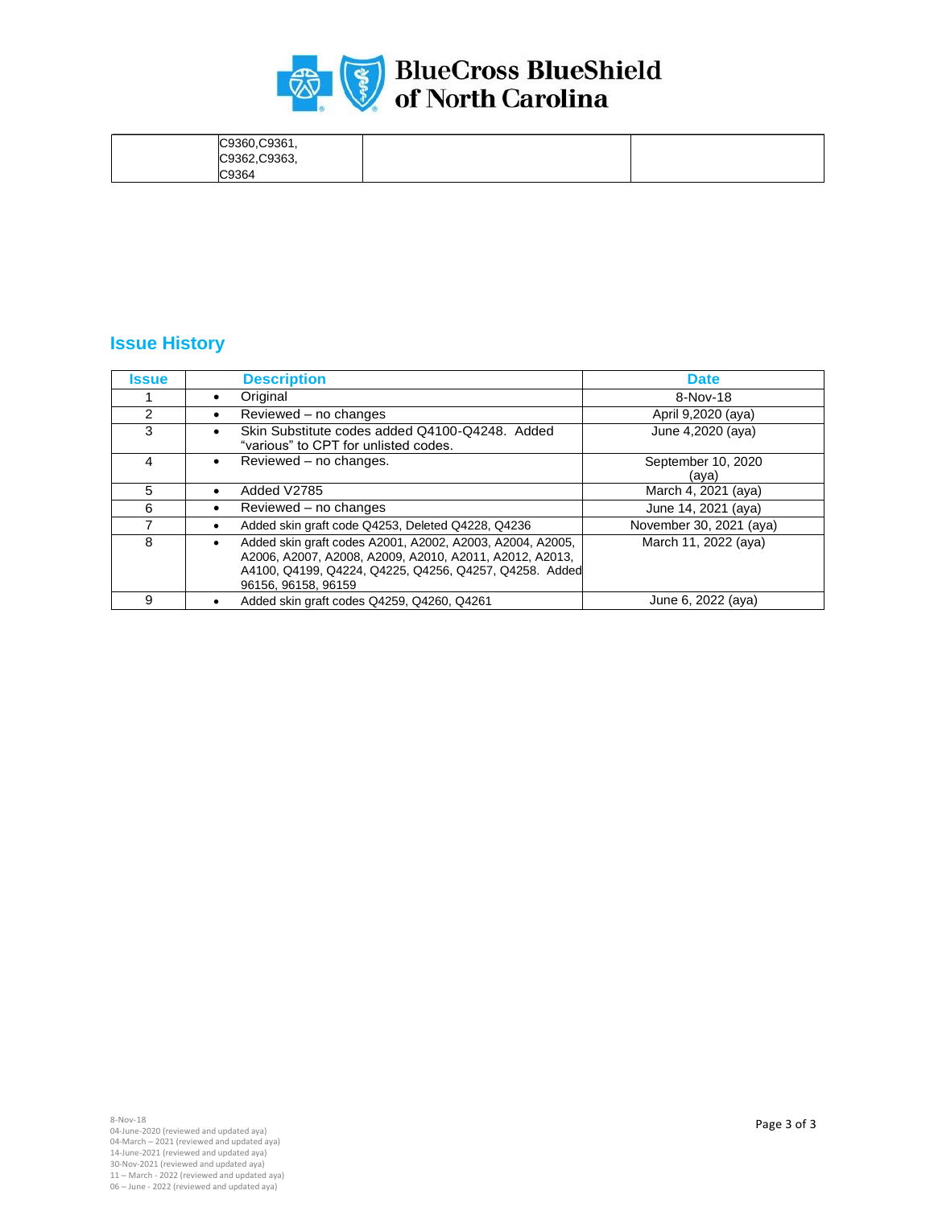| | | | |
|---|---|---|---|
| | C9360,C9361, C9362,C9363, C9364 | | |

## Issue History

| Issue | Description | Date |
|---|---|---|
| 1 | • Original | 8-Nov-18 |
| 2 | • Reviewed – no changes | April 9,2020 (aya) |
| 3 | • Skin Substitute codes added Q4100-Q4248. Added "various" to CPT for unlisted codes. | June 4,2020 (aya) |
| 4 | • Reviewed – no changes. | September 10, 2020 (aya) |
| 5 | • Added V2785 | March 4, 2021 (aya) |
| 6 | • Reviewed – no changes | June 14, 2021 (aya) |
| 7 | • Added skin graft code Q4253, Deleted Q4228, Q4236 | November 30, 2021 (aya) |
| 8 | • Added skin graft codes A2001, A2002, A2003, A2004, A2005, A2006, A2007, A2008, A2009, A2010, A2011, A2012, A2013, A4100, Q4199, Q4224, Q4225, Q4256, Q4257, Q4258. Added 96156, 96158, 96159 | March 11, 2022 (aya) |
| 9 | • Added skin graft codes Q4259, Q4260, Q4261 | June 6, 2022 (aya) |

8-Nov-18
04-June-2020 (reviewed and updated aya)
04-March – 2021 (reviewed and updated aya)
14-June-2021 (reviewed and updated aya)
30-Nov-2021 (reviewed and updated aya)
11 – March - 2022 (reviewed and updated aya)
06 – June - 2022 (reviewed and updated aya)